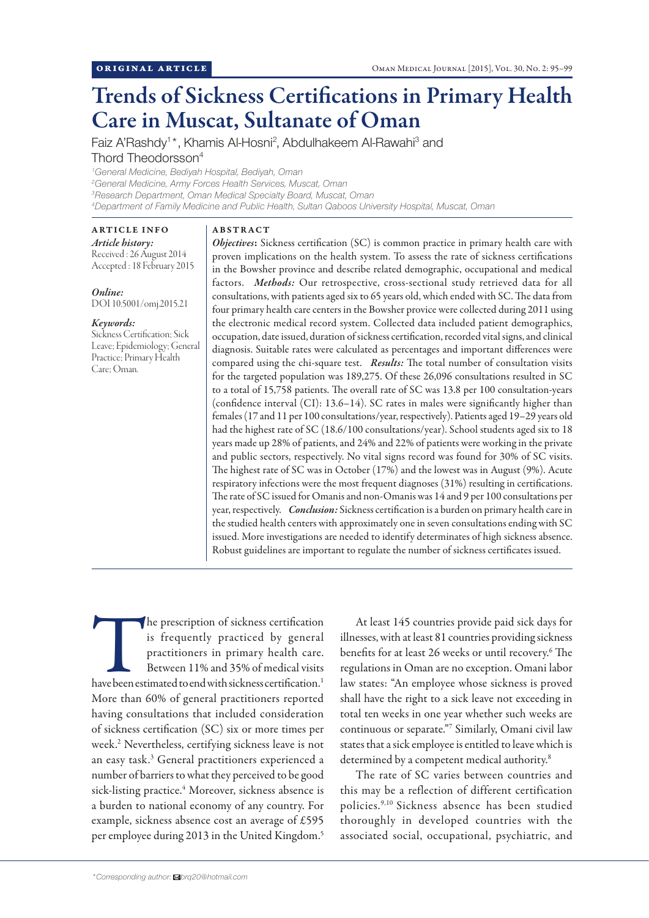ORIGINAL ARTICLE

# Trends of Sickness Certifications in Primary Health Care in Muscat, Sultanate of Oman

Faiz A'Rashdy[1]*, Khamis Al-Hosni[2], Abdulhakeem Al-Rawahi[3] and Thord Theodorsson[4]

[1]General Medicine, Bediyah Hospital, Bediyah, Oman
[2]General Medicine, Army Forces Health Services, Muscat, Oman
[3]Research Department, Oman Medical Specialty Board, Muscat, Oman
[4]Department of Family Medicine and Public Health, Sultan Qaboos University Hospital, Muscat, Oman

### ARTICLE INFO

*Article history:*
Received : 26 August 2014
Accepted : 18 February 2015

*Online:*
DOI 10.5001/omj.2015.21

*Keywords:*
Sickness Certification; Sick Leave; Epidemiology; General Practice; Primary Health Care; Oman.

### ABSTRACT

***Objectives*:** Sickness certification (SC) is common practice in primary health care with proven implications on the health system. To assess the rate of sickness certifications in the Bowsher province and describe related demographic, occupational and medical factors. ***Methods:*** Our retrospective, cross-sectional study retrieved data for all consultations, with patients aged six to 65 years old, which ended with SC. The data from four primary health care centers in the Bowsher provice were collected during 2011 using the electronic medical record system. Collected data included patient demographics, occupation, date issued, duration of sickness certification, recorded vital signs, and clinical diagnosis. Suitable rates were calculated as percentages and important differences were compared using the chi-square test. ***Results:*** The total number of consultation visits for the targeted population was 189,275. Of these 26,096 consultations resulted in SC to a total of 15,758 patients. The overall rate of SC was 13.8 per 100 consultation-years (confidence interval (CI): 13.6–14). SC rates in males were significantly higher than females (17 and 11 per 100 consultations/year, respectively). Patients aged 19–29 years old had the highest rate of SC (18.6/100 consultations/year). School students aged six to 18 years made up 28% of patients, and 24% and 22% of patients were working in the private and public sectors, respectively. No vital signs record was found for 30% of SC visits. The highest rate of SC was in October (17%) and the lowest was in August (9%). Acute respiratory infections were the most frequent diagnoses (31%) resulting in certifications. The rate of SC issued for Omanis and non-Omanis was 14 and 9 per 100 consultations per year, respectively. ***Conclusion:*** Sickness certification is a burden on primary health care in the studied health centers with approximately one in seven consultations ending with SC issued. More investigations are needed to identify determinates of high sickness absence. Robust guidelines are important to regulate the number of sickness certificates issued.

The prescription of sickness certification is frequently practiced by general practitioners in primary health care. Between 11% and 35% of medical visits have been estimated to end with sickness certification.[1] More than 60% of general practitioners reported having consultations that included consideration of sickness certification (SC) six or more times per week.[2] Nevertheless, certifying sickness leave is not an easy task.[3] General practitioners experienced a number of barriers to what they perceived to be good sick-listing practice.[4] Moreover, sickness absence is a burden to national economy of any country. For example, sickness absence cost an average of £595 per employee during 2013 in the United Kingdom.[5]

At least 145 countries provide paid sick days for illnesses, with at least 81 countries providing sickness benefits for at least 26 weeks or until recovery.[6] The regulations in Oman are no exception. Omani labor law states: "An employee whose sickness is proved shall have the right to a sick leave not exceeding in total ten weeks in one year whether such weeks are continuous or separate."[7] Similarly, Omani civil law states that a sick employee is entitled to leave which is determined by a competent medical authority.[8]

The rate of SC varies between countries and this may be a reflection of different certification policies.[9,10] Sickness absence has been studied thoroughly in developed countries with the associated social, occupational, psychiatric, and

*Corresponding author: brq20@hotmail.com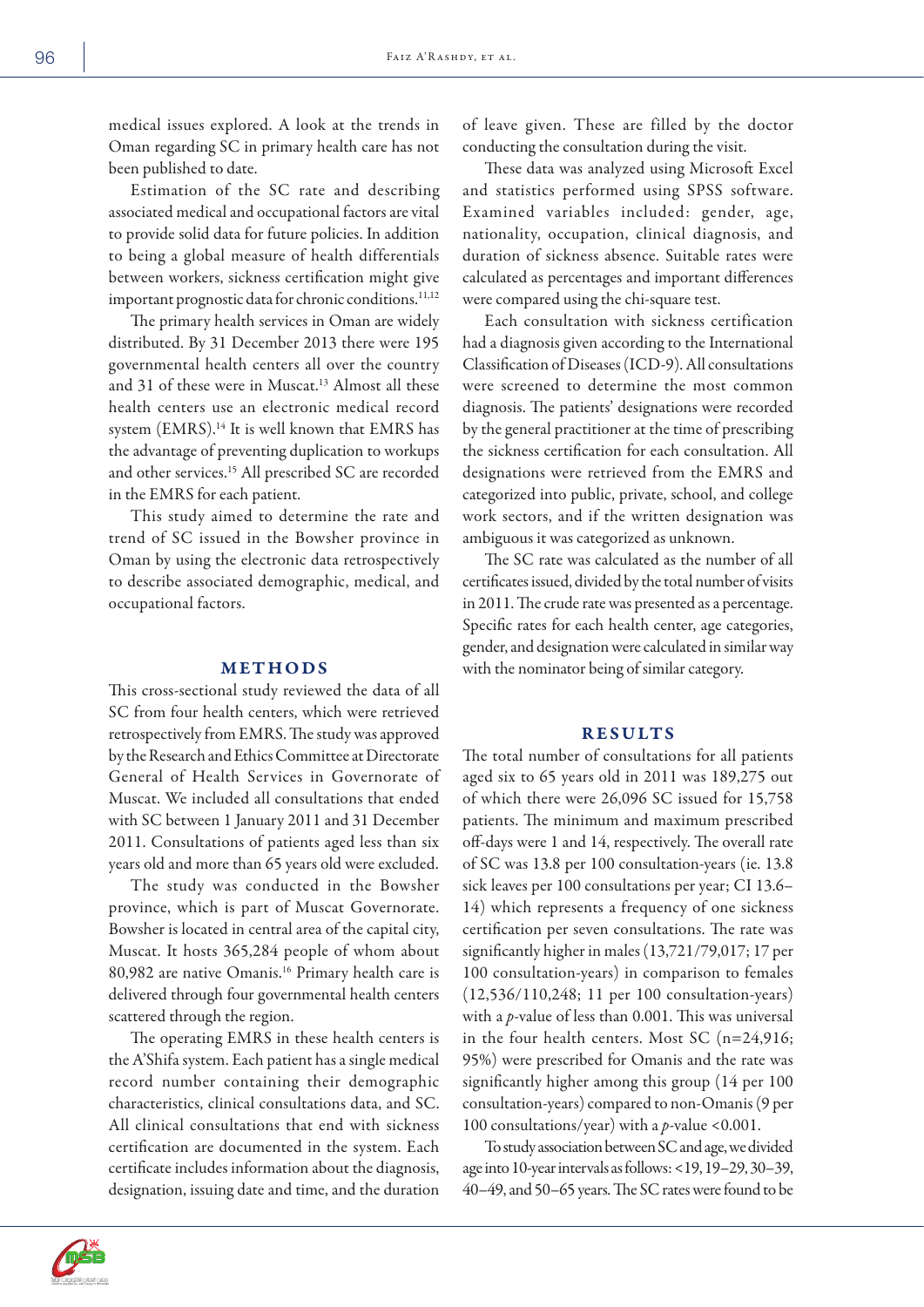medical issues explored. A look at the trends in Oman regarding SC in primary health care has not been published to date.

Estimation of the SC rate and describing associated medical and occupational factors are vital to provide solid data for future policies. In addition to being a global measure of health differentials between workers, sickness certification might give important prognostic data for chronic conditions.[11,12]

The primary health services in Oman are widely distributed. By 31 December 2013 there were 195 governmental health centers all over the country and 31 of these were in Muscat.[13] Almost all these health centers use an electronic medical record system (EMRS).[14] It is well known that EMRS has the advantage of preventing duplication to workups and other services.[15] All prescribed SC are recorded in the EMRS for each patient.

This study aimed to determine the rate and trend of SC issued in the Bowsher province in Oman by using the electronic data retrospectively to describe associated demographic, medical, and occupational factors.

## METHODS

This cross-sectional study reviewed the data of all SC from four health centers, which were retrieved retrospectively from EMRS. The study was approved by the Research and Ethics Committee at Directorate General of Health Services in Governorate of Muscat. We included all consultations that ended with SC between 1 January 2011 and 31 December 2011. Consultations of patients aged less than six years old and more than 65 years old were excluded.

The study was conducted in the Bowsher province, which is part of Muscat Governorate. Bowsher is located in central area of the capital city, Muscat. It hosts 365,284 people of whom about 80,982 are native Omanis.[16] Primary health care is delivered through four governmental health centers scattered through the region.

The operating EMRS in these health centers is the A'Shifa system. Each patient has a single medical record number containing their demographic characteristics, clinical consultations data, and SC. All clinical consultations that end with sickness certification are documented in the system. Each certificate includes information about the diagnosis, designation, issuing date and time, and the duration of leave given. These are filled by the doctor conducting the consultation during the visit.

These data was analyzed using Microsoft Excel and statistics performed using SPSS software. Examined variables included: gender, age, nationality, occupation, clinical diagnosis, and duration of sickness absence. Suitable rates were calculated as percentages and important differences were compared using the chi-square test.

Each consultation with sickness certification had a diagnosis given according to the International Classification of Diseases (ICD-9). All consultations were screened to determine the most common diagnosis. The patients' designations were recorded by the general practitioner at the time of prescribing the sickness certification for each consultation. All designations were retrieved from the EMRS and categorized into public, private, school, and college work sectors, and if the written designation was ambiguous it was categorized as unknown.

The SC rate was calculated as the number of all certificates issued, divided by the total number of visits in 2011. The crude rate was presented as a percentage. Specific rates for each health center, age categories, gender, and designation were calculated in similar way with the nominator being of similar category.

## RESULTS

The total number of consultations for all patients aged six to 65 years old in 2011 was 189,275 out of which there were 26,096 SC issued for 15,758 patients. The minimum and maximum prescribed off-days were 1 and 14, respectively. The overall rate of SC was 13.8 per 100 consultation-years (ie. 13.8 sick leaves per 100 consultations per year; CI 13.6–14) which represents a frequency of one sickness certification per seven consultations. The rate was significantly higher in males (13,721/79,017; 17 per 100 consultation-years) in comparison to females (12,536/110,248; 11 per 100 consultation-years) with a $p$-value of less than 0.001. This was universal in the four health centers. Most SC (n=24,916; 95%) were prescribed for Omanis and the rate was significantly higher among this group (14 per 100 consultation-years) compared to non-Omanis (9 per 100 consultations/year) with a $p$-value <0.001.

To study association between SC and age, we divided age into 10-year intervals as follows: <19, 19–29, 30–39, 40–49, and 50–65 years. The SC rates were found to be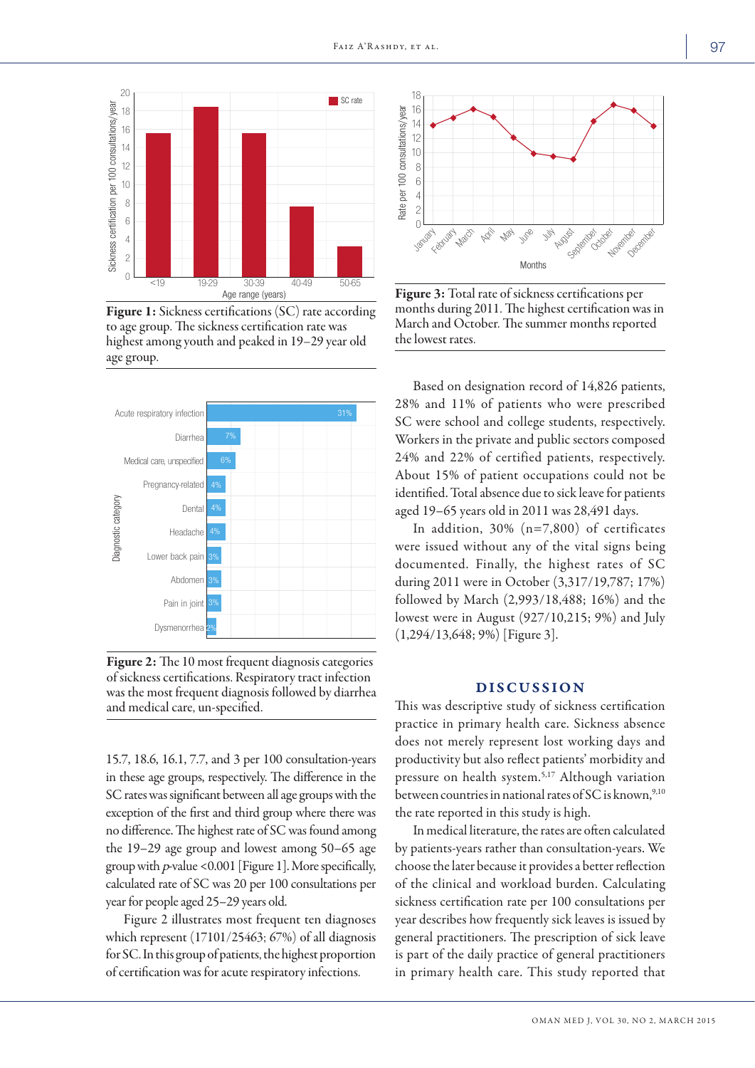Figure 1: Sickness certifications (SC) rate according to age group. The sickness certification rate was highest among youth and peaked in 19–29 year old age group.

Figure 2: The 10 most frequent diagnosis categories of sickness certifications. Respiratory tract infection was the most frequent diagnosis followed by diarrhea and medical care, un-specified.

15.7, 18.6, 16.1, 7.7, and 3 per 100 consultation-years in these age groups, respectively. The difference in the SC rates was significant between all age groups with the exception of the first and third group where there was no difference. The highest rate of SC was found among the 19–29 age group and lowest among 50–65 age group with *p*-value <0.001 [Figure 1]. More specifically, calculated rate of SC was 20 per 100 consultations per year for people aged 25–29 years old.

Figure 2 illustrates most frequent ten diagnoses which represent (17101/25463; 67%) of all diagnosis for SC. In this group of patients, the highest proportion of certification was for acute respiratory infections.

Figure 3: Total rate of sickness certifications per months during 2011. The highest certification was in March and October. The summer months reported the lowest rates.

Based on designation record of 14,826 patients, 28% and 11% of patients who were prescribed SC were school and college students, respectively. Workers in the private and public sectors composed 24% and 22% of certified patients, respectively. About 15% of patient occupations could not be identified. Total absence due to sick leave for patients aged 19–65 years old in 2011 was 28,491 days.

In addition, 30% (n=7,800) of certificates were issued without any of the vital signs being documented. Finally, the highest rates of SC during 2011 were in October (3,317/19,787; 17%) followed by March (2,993/18,488; 16%) and the lowest were in August (927/10,215; 9%) and July (1,294/13,648; 9%) [Figure 3].

## DISCUSSION

This was descriptive study of sickness certification practice in primary health care. Sickness absence does not merely represent lost working days and productivity but also reflect patients' morbidity and pressure on health system.[5,17] Although variation between countries in national rates of SC is known,[9,10] the rate reported in this study is high.

In medical literature, the rates are often calculated by patients-years rather than consultation-years. We choose the later because it provides a better reflection of the clinical and workload burden. Calculating sickness certification rate per 100 consultations per year describes how frequently sick leaves is issued by general practitioners. The prescription of sick leave is part of the daily practice of general practitioners in primary health care. This study reported that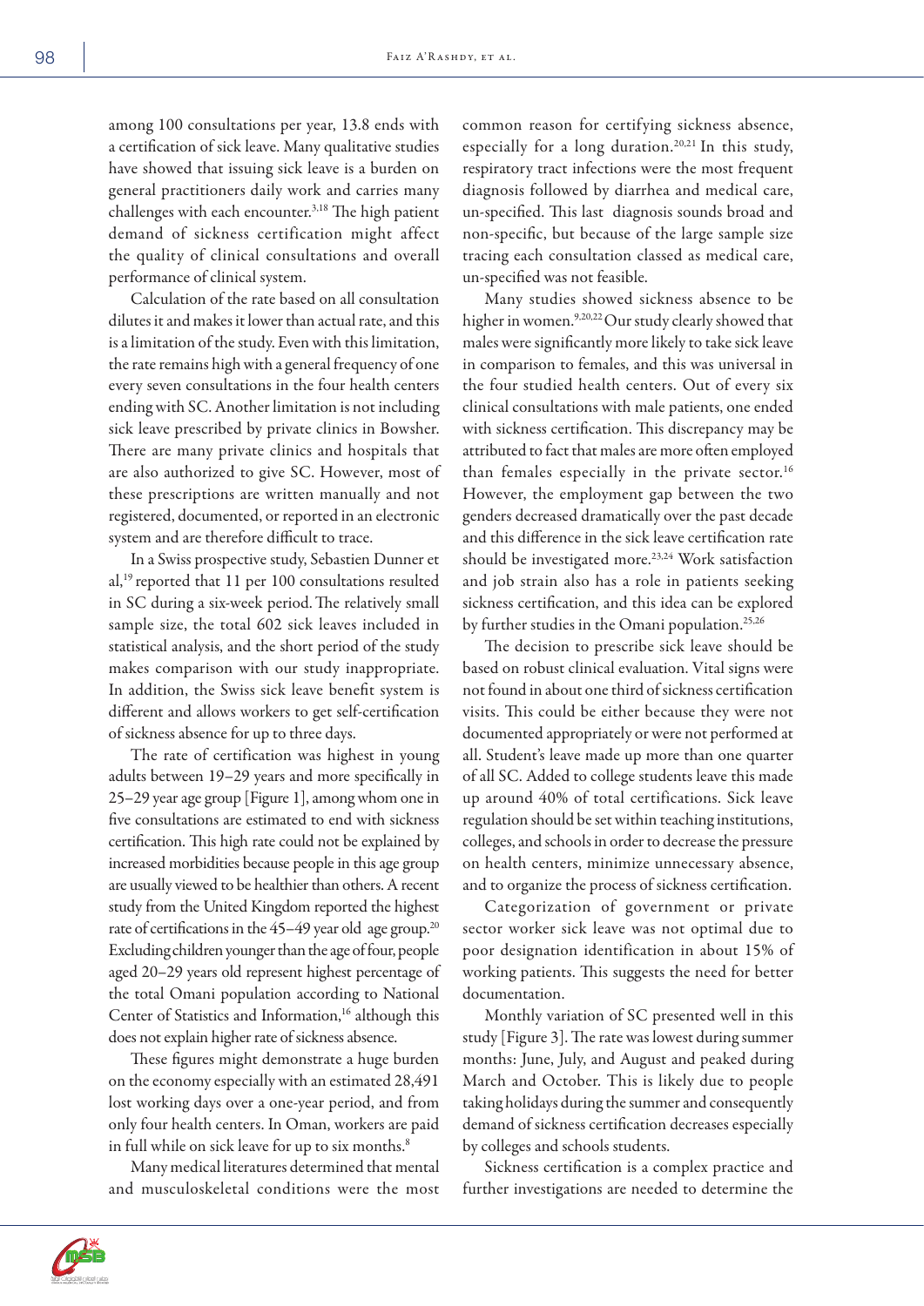among 100 consultations per year, 13.8 ends with a certification of sick leave. Many qualitative studies have showed that issuing sick leave is a burden on general practitioners daily work and carries many challenges with each encounter.[3,18] The high patient demand of sickness certification might affect the quality of clinical consultations and overall performance of clinical system.

Calculation of the rate based on all consultation dilutes it and makes it lower than actual rate, and this is a limitation of the study. Even with this limitation, the rate remains high with a general frequency of one every seven consultations in the four health centers ending with SC. Another limitation is not including sick leave prescribed by private clinics in Bowsher. There are many private clinics and hospitals that are also authorized to give SC. However, most of these prescriptions are written manually and not registered, documented, or reported in an electronic system and are therefore difficult to trace.

In a Swiss prospective study, Sebastien Dunner et al,[19] reported that 11 per 100 consultations resulted in SC during a six-week period. The relatively small sample size, the total 602 sick leaves included in statistical analysis, and the short period of the study makes comparison with our study inappropriate. In addition, the Swiss sick leave benefit system is different and allows workers to get self-certification of sickness absence for up to three days.

The rate of certification was highest in young adults between 19–29 years and more specifically in 25–29 year age group [Figure 1], among whom one in five consultations are estimated to end with sickness certification. This high rate could not be explained by increased morbidities because people in this age group are usually viewed to be healthier than others. A recent study from the United Kingdom reported the highest rate of certifications in the 45–49 year old age group.[20] Excluding children younger than the age of four, people aged 20–29 years old represent highest percentage of the total Omani population according to National Center of Statistics and Information,[16] although this does not explain higher rate of sickness absence.

These figures might demonstrate a huge burden on the economy especially with an estimated 28,491 lost working days over a one-year period, and from only four health centers. In Oman, workers are paid in full while on sick leave for up to six months.[8]

Many medical literatures determined that mental and musculoskeletal conditions were the most common reason for certifying sickness absence, especially for a long duration.[20,21] In this study, respiratory tract infections were the most frequent diagnosis followed by diarrhea and medical care, un-specified. This last diagnosis sounds broad and non-specific, but because of the large sample size tracing each consultation classed as medical care, un-specified was not feasible.

Many studies showed sickness absence to be higher in women.[9,20,22] Our study clearly showed that males were significantly more likely to take sick leave in comparison to females, and this was universal in the four studied health centers. Out of every six clinical consultations with male patients, one ended with sickness certification. This discrepancy may be attributed to fact that males are more often employed than females especially in the private sector.[16] However, the employment gap between the two genders decreased dramatically over the past decade and this difference in the sick leave certification rate should be investigated more.[23,24] Work satisfaction and job strain also has a role in patients seeking sickness certification, and this idea can be explored by further studies in the Omani population.[25,26]

The decision to prescribe sick leave should be based on robust clinical evaluation. Vital signs were not found in about one third of sickness certification visits. This could be either because they were not documented appropriately or were not performed at all. Student's leave made up more than one quarter of all SC. Added to college students leave this made up around 40% of total certifications. Sick leave regulation should be set within teaching institutions, colleges, and schools in order to decrease the pressure on health centers, minimize unnecessary absence, and to organize the process of sickness certification.

Categorization of government or private sector worker sick leave was not optimal due to poor designation identification in about 15% of working patients. This suggests the need for better documentation.

Monthly variation of SC presented well in this study [Figure 3]. The rate was lowest during summer months: June, July, and August and peaked during March and October. This is likely due to people taking holidays during the summer and consequently demand of sickness certification decreases especially by colleges and schools students.

Sickness certification is a complex practice and further investigations are needed to determine the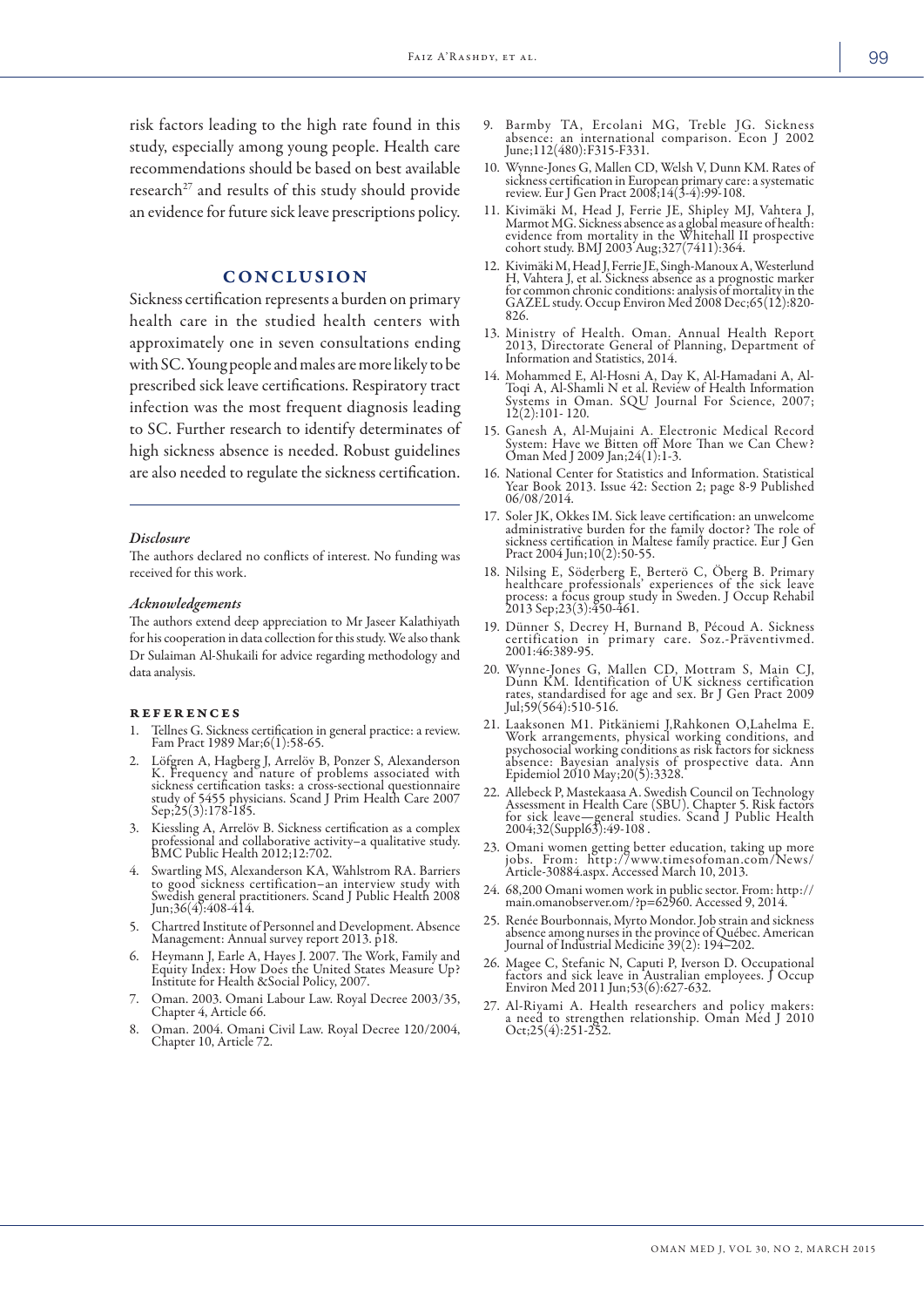risk factors leading to the high rate found in this study, especially among young people. Health care recommendations should be based on best available research[27] and results of this study should provide an evidence for future sick leave prescriptions policy.

## CONCLUSION

Sickness certification represents a burden on primary health care in the studied health centers with approximately one in seven consultations ending with SC. Young people and males are more likely to be prescribed sick leave certifications. Respiratory tract infection was the most frequent diagnosis leading to SC. Further research to identify determinates of high sickness absence is needed. Robust guidelines are also needed to regulate the sickness certification.

### *Disclosure*

The authors declared no conflicts of interest. No funding was received for this work.

### *Acknowledgements*

The authors extend deep appreciation to Mr Jaseer Kalathiyath for his cooperation in data collection for this study. We also thank Dr Sulaiman Al-Shukaili for advice regarding methodology and data analysis.

### REFERENCES

1. Tellnes G. Sickness certification in general practice: a review. Fam Pract 1989 Mar;6(1):58-65.
2. Löfgren A, Hagberg J, Arrelöv B, Ponzer S, Alexanderson K. Frequency and nature of problems associated with sickness certification tasks: a cross-sectional questionnaire study of 5455 physicians. Scand J Prim Health Care 2007 Sep;25(3):178-185.
3. Kiessling A, Arrelöv B. Sickness certification as a complex professional and collaborative activity–a qualitative study. BMC Public Health 2012;12:702.
4. Swartling MS, Alexanderson KA, Wahlstrom RA. Barriers to good sickness certification–an interview study with Swedish general practitioners. Scand J Public Health 2008 Jun;36(4):408-414.
5. Chartred Institute of Personnel and Development. Absence Management: Annual survey report 2013. p18.
6. Heymann J, Earle A, Hayes J. 2007. The Work, Family and Equity Index: How Does the United States Measure Up? Institute for Health &Social Policy, 2007.
7. Oman. 2003. Omani Labour Law. Royal Decree 2003/35, Chapter 4, Article 66.
8. Oman. 2004. Omani Civil Law. Royal Decree 120/2004, Chapter 10, Article 72.
9. Barmby TA, Ercolani MG, Treble JG. Sickness absence: an international comparison. Econ J 2002 June;112(480):F315-F331.
10. Wynne-Jones G, Mallen CD, Welsh V, Dunn KM. Rates of sickness certification in European primary care: a systematic review. Eur J Gen Pract 2008;14(3-4):99-108.
11. Kivimäki M, Head J, Ferrie JE, Shipley MJ, Vahtera J, Marmot MG. Sickness absence as a global measure of health: evidence from mortality in the Whitehall II prospective cohort study. BMJ 2003 Aug;327(7411):364.
12. Kivimäki M, Head J, Ferrie JE, Singh-Manoux A, Westerlund H, Vahtera J, et al. Sickness absence as a prognostic marker for common chronic conditions: analysis of mortality in the GAZEL study. Occup Environ Med 2008 Dec;65(12):820-826.
13. Ministry of Health. Oman. Annual Health Report 2013, Directorate General of Planning, Department of Information and Statistics, 2014.
14. Mohammed E, Al-Hosni A, Day K, Al-Hamadani A, Al-Toqi A, Al-Shamli N et al. Review of Health Information Systems in Oman. SQU Journal For Science, 2007; 12(2):101- 120.
15. Ganesh A, Al-Mujaini A. Electronic Medical Record System: Have we Bitten off More Than we Can Chew? Oman Med J 2009 Jan;24(1):1-3.
16. National Center for Statistics and Information. Statistical Year Book 2013. Issue 42: Section 2; page 8-9 Published 06/08/2014.
17. Soler JK, Okkes IM. Sick leave certification: an unwelcome administrative burden for the family doctor? The role of sickness certification in Maltese family practice. Eur J Gen Pract 2004 Jun;10(2):50-55.
18. Nilsing E, Söderberg E, Berterö C, Öberg B. Primary healthcare professionals' experiences of the sick leave process: a focus group study in Sweden. J Occup Rehabil 2013 Sep;23(3):450-461.
19. Dünner S, Decrey H, Burnand B, Pécoud A. Sickness certification in primary care. Soz.-Präventivmed. 2001:46:389-95.
20. Wynne-Jones G, Mallen CD, Mottram S, Main CJ, Dunn KM. Identification of UK sickness certification rates, standardised for age and sex. Br J Gen Pract 2009 Jul;59(564):510-516.
21. Laaksonen M1. Pitkäniemi J,Rahkonen O,Lahelma E. Work arrangements, physical working conditions, and psychosocial working conditions as risk factors for sickness absence: Bayesian analysis of prospective data. Ann Epidemiol 2010 May;20(5):3328.
22. Allebeck P, Mastekaasa A. Swedish Council on Technology Assessment in Health Care (SBU). Chapter 5. Risk factors for sick leave—general studies. Scand J Public Health 2004;32(Suppl63):49-108 .
23. Omani women getting better education, taking up more jobs. From: http://www.timesofoman.com/News/Article-30884.aspx. Accessed March 10, 2013.
24. 68,200 Omani women work in public sector. From: http://main.omanobserver.om/?p=62960. Accessed 9, 2014.
25. Renée Bourbonnais, Myrto Mondor. Job strain and sickness absence among nurses in the province of Québec. American Journal of Industrial Medicine 39(2): 194–202.
26. Magee C, Stefanic N, Caputi P, Iverson D. Occupational factors and sick leave in Australian employees. J Occup Environ Med 2011 Jun;53(6):627-632.
27. Al-Riyami A. Health researchers and policy makers: a need to strengthen relationship. Oman Med J 2010 Oct;25(4):251-252.